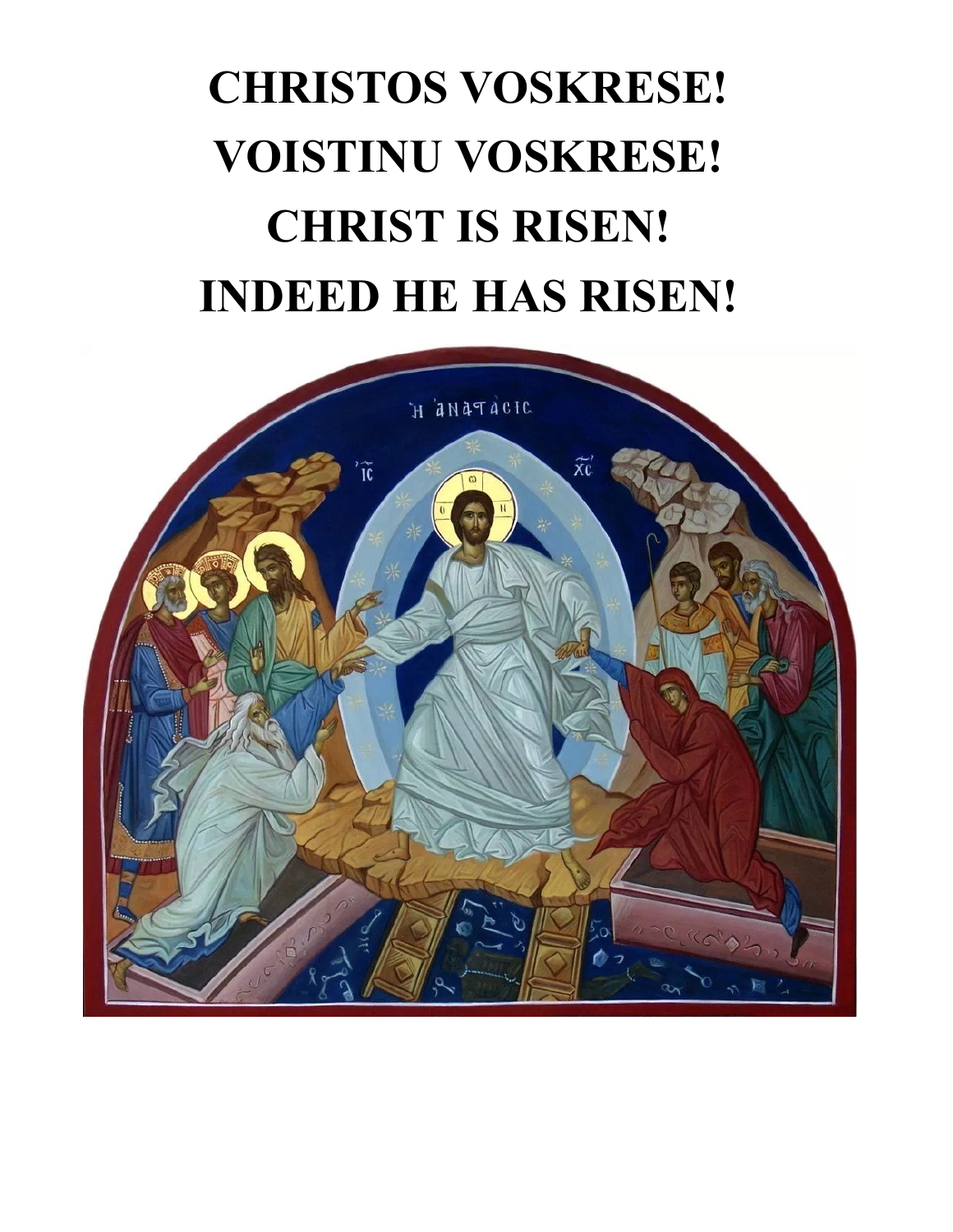# CHRISTOS VOSKRESE!
# VOISTINU VOSKRESE!
# CHRIST IS RISEN!
# INDEED HE HAS RISEN!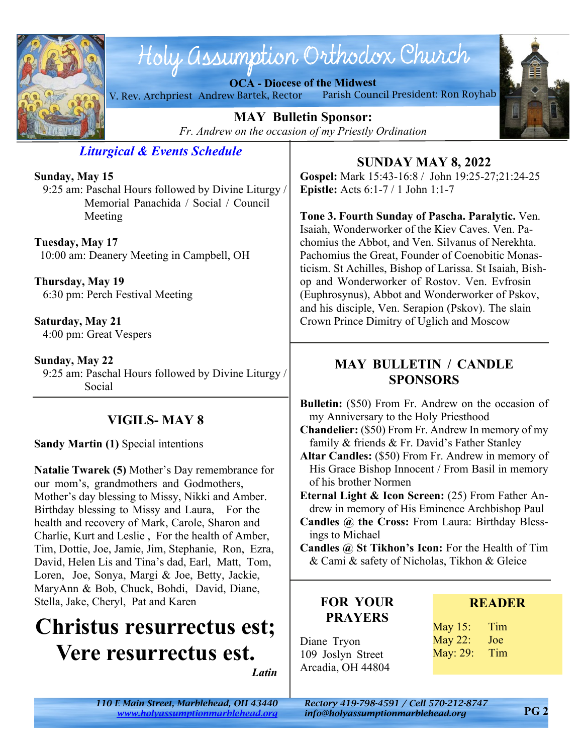# Holy Assumption Orthodox Church

**OCA - Diocese of the Midwest**

V. Rev. Archpriest Andrew Bartek, Rector — Parish Council President: Ron Royhab

**MAY Bulletin Sponsor:**

*Fr. Andrew on the occasion of my Priestly Ordination*

## *Liturgical & Events Schedule*

**Sunday, May 15**
9:25 am: Paschal Hours followed by Divine Liturgy / Memorial Panachida / Social / Council Meeting

**Tuesday, May 17**
10:00 am: Deanery Meeting in Campbell, OH

**Thursday, May 19**
6:30 pm: Perch Festival Meeting

**Saturday, May 21**
4:00 pm: Great Vespers

**Sunday, May 22**
9:25 am: Paschal Hours followed by Divine Liturgy / Social

## VIGILS- MAY 8

**Sandy Martin (1)** Special intentions

**Natalie Twarek (5)** Mother's Day remembrance for our mom's, grandmothers and Godmothers, Mother's day blessing to Missy, Nikki and Amber. Birthday blessing to Missy and Laura, For the health and recovery of Mark, Carole, Sharon and Charlie, Kurt and Leslie , For the health of Amber, Tim, Dottie, Joe, Jamie, Jim, Stephanie, Ron, Ezra, David, Helen Lis and Tina's dad, Earl, Matt, Tom, Loren, Joe, Sonya, Margi & Joe, Betty, Jackie, MaryAnn & Bob, Chuck, Bohdi, David, Diane, Stella, Jake, Cheryl, Pat and Karen

# Christus resurrectus est; Vere resurrectus est.

*Latin*

## SUNDAY MAY 8, 2022

**Gospel:** Mark 15:43-16:8 / John 19:25-27;21:24-25
**Epistle:** Acts 6:1-7 / 1 John 1:1-7

**Tone 3. Fourth Sunday of Pascha. Paralytic.** Ven. Isaiah, Wonderworker of the Kiev Caves. Ven. Pachomius the Abbot, and Ven. Silvanus of Nerekhta. Pachomius the Great, Founder of Coenobitic Monasticism. St Achilles, Bishop of Larissa. St Isaiah, Bishop and Wonderworker of Rostov. Ven. Evfrosin (Euphrosynus), Abbot and Wonderworker of Pskov, and his disciple, Ven. Serapion (Pskov). The slain Crown Prince Dimitry of Uglich and Moscow

## MAY BULLETIN / CANDLE SPONSORS

**Bulletin:** ($50) From Fr. Andrew on the occasion of my Anniversary to the Holy Priesthood

**Chandelier:** ($50) From Fr. Andrew In memory of my family & friends & Fr. David's Father Stanley

**Altar Candles:** ($50) From Fr. Andrew in memory of His Grace Bishop Innocent / From Basil in memory of his brother Normen

**Eternal Light & Icon Screen:** (25) From Father Andrew in memory of His Eminence Archbishop Paul

**Candles @ the Cross:** From Laura: Birthday Blessings to Michael

**Candles @ St Tikhon's Icon:** For the Health of Tim & Cami & safety of Nicholas, Tikhon & Gleice

## FOR YOUR PRAYERS

Diane Tryon
109 Joslyn Street
Arcadia, OH 44804

## READER

May 15: Tim
May 22: Joe
May: 29: Tim

*110 E Main Street, Marblehead, OH 43440*
*www.holyassumptionmarblehead.org*
*Rectory 419-798-4591 / Cell 570-212-8747*
*info@holyassumptionmarblehead.org*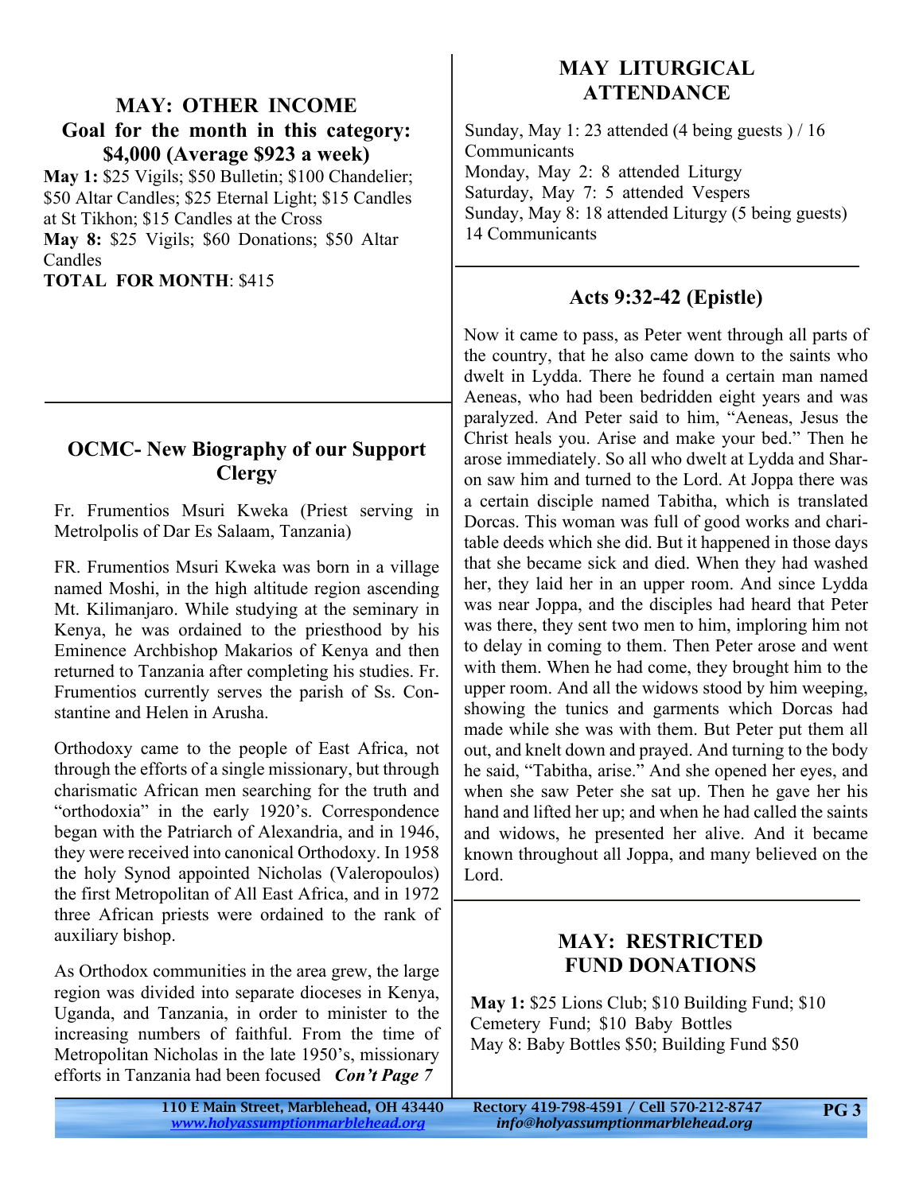## MAY: OTHER INCOME

**Goal for the month in this category: $4,000 (Average $923 a week)**

**May 1:** $25 Vigils; $50 Bulletin; $100 Chandelier; $50 Altar Candles; $25 Eternal Light; $15 Candles at St Tikhon; $15 Candles at the Cross

**May 8:** $25 Vigils; $60 Donations; $50 Altar Candles

**TOTAL FOR MONTH**: $415

## OCMC- New Biography of our Support Clergy

Fr. Frumentios Msuri Kweka (Priest serving in Metrolpolis of Dar Es Salaam, Tanzania)

FR. Frumentios Msuri Kweka was born in a village named Moshi, in the high altitude region ascending Mt. Kilimanjaro. While studying at the seminary in Kenya, he was ordained to the priesthood by his Eminence Archbishop Makarios of Kenya and then returned to Tanzania after completing his studies. Fr. Frumentios currently serves the parish of Ss. Constantine and Helen in Arusha.

Orthodoxy came to the people of East Africa, not through the efforts of a single missionary, but through charismatic African men searching for the truth and "orthodoxia" in the early 1920's. Correspondence began with the Patriarch of Alexandria, and in 1946, they were received into canonical Orthodoxy. In 1958 the holy Synod appointed Nicholas (Valeropoulos) the first Metropolitan of All East Africa, and in 1972 three African priests were ordained to the rank of auxiliary bishop.

As Orthodox communities in the area grew, the large region was divided into separate dioceses in Kenya, Uganda, and Tanzania, in order to minister to the increasing numbers of faithful. From the time of Metropolitan Nicholas in the late 1950's, missionary efforts in Tanzania had been focused ***Con't Page 7***

## MAY LITURGICAL ATTENDANCE

Sunday, May 1: 23 attended (4 being guests ) / 16 Communicants
Monday, May 2: 8 attended Liturgy
Saturday, May 7: 5 attended Vespers
Sunday, May 8: 18 attended Liturgy (5 being guests) 14 Communicants

## Acts 9:32-42 (Epistle)

Now it came to pass, as Peter went through all parts of the country, that he also came down to the saints who dwelt in Lydda. There he found a certain man named Aeneas, who had been bedridden eight years and was paralyzed. And Peter said to him, "Aeneas, Jesus the Christ heals you. Arise and make your bed." Then he arose immediately. So all who dwelt at Lydda and Sharon saw him and turned to the Lord. At Joppa there was a certain disciple named Tabitha, which is translated Dorcas. This woman was full of good works and charitable deeds which she did. But it happened in those days that she became sick and died. When they had washed her, they laid her in an upper room. And since Lydda was near Joppa, and the disciples had heard that Peter was there, they sent two men to him, imploring him not to delay in coming to them. Then Peter arose and went with them. When he had come, they brought him to the upper room. And all the widows stood by him weeping, showing the tunics and garments which Dorcas had made while she was with them. But Peter put them all out, and knelt down and prayed. And turning to the body he said, "Tabitha, arise." And she opened her eyes, and when she saw Peter she sat up. Then he gave her his hand and lifted her up; and when he had called the saints and widows, he presented her alive. And it became known throughout all Joppa, and many believed on the Lord.

## MAY: RESTRICTED FUND DONATIONS

**May 1:** $25 Lions Club; $10 Building Fund; $10 Cemetery Fund; $10 Baby Bottles
May 8: Baby Bottles $50; Building Fund $50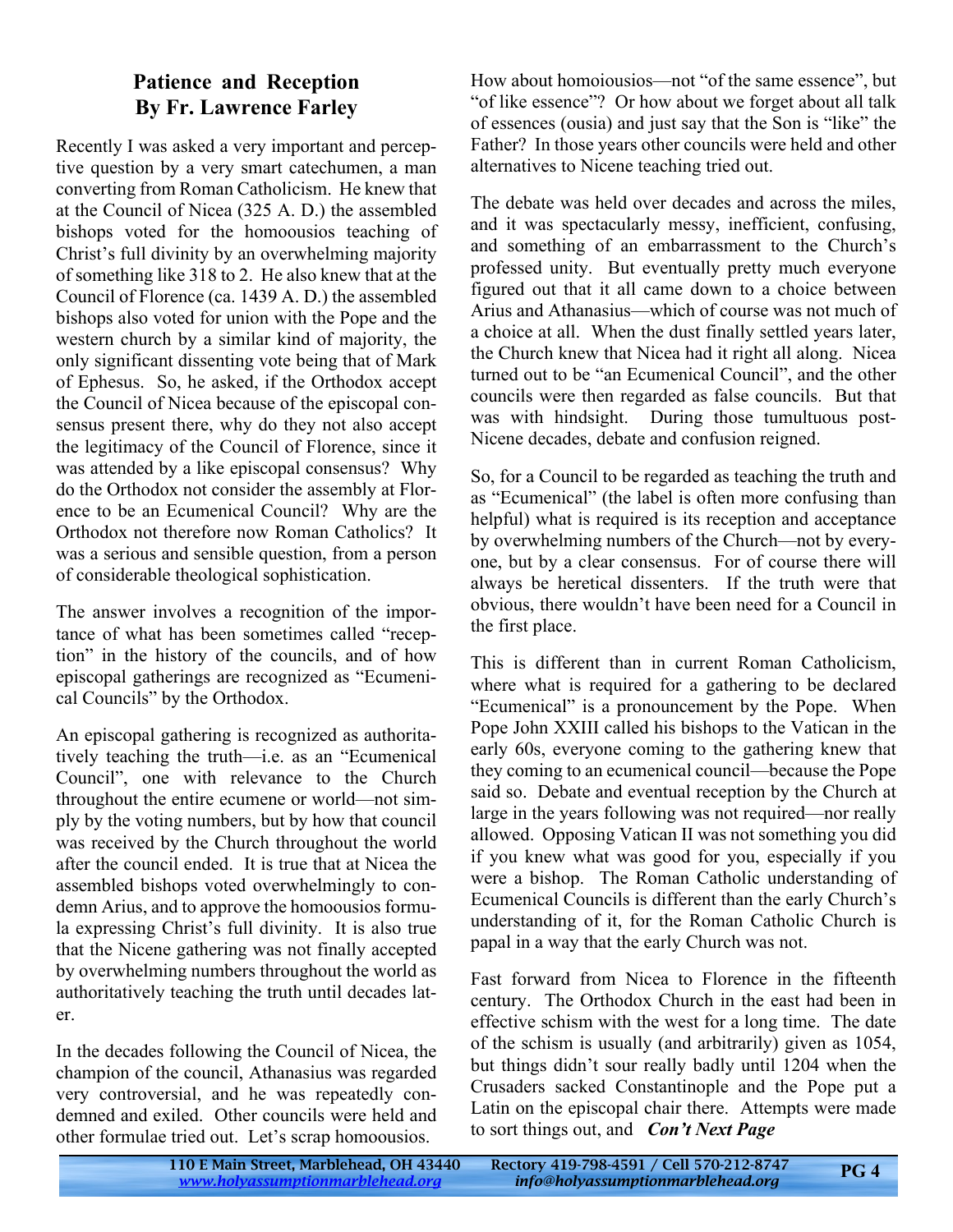## Patience and Reception
## By Fr. Lawrence Farley

Recently I was asked a very important and perceptive question by a very smart catechumen, a man converting from Roman Catholicism. He knew that at the Council of Nicea (325 A. D.) the assembled bishops voted for the homoousios teaching of Christ's full divinity by an overwhelming majority of something like 318 to 2. He also knew that at the Council of Florence (ca. 1439 A. D.) the assembled bishops also voted for union with the Pope and the western church by a similar kind of majority, the only significant dissenting vote being that of Mark of Ephesus. So, he asked, if the Orthodox accept the Council of Nicea because of the episcopal consensus present there, why do they not also accept the legitimacy of the Council of Florence, since it was attended by a like episcopal consensus? Why do the Orthodox not consider the assembly at Florence to be an Ecumenical Council? Why are the Orthodox not therefore now Roman Catholics? It was a serious and sensible question, from a person of considerable theological sophistication.

The answer involves a recognition of the importance of what has been sometimes called "reception" in the history of the councils, and of how episcopal gatherings are recognized as "Ecumenical Councils" by the Orthodox.

An episcopal gathering is recognized as authoritatively teaching the truth—i.e. as an "Ecumenical Council", one with relevance to the Church throughout the entire ecumene or world—not simply by the voting numbers, but by how that council was received by the Church throughout the world after the council ended. It is true that at Nicea the assembled bishops voted overwhelmingly to condemn Arius, and to approve the homoousios formula expressing Christ's full divinity. It is also true that the Nicene gathering was not finally accepted by overwhelming numbers throughout the world as authoritatively teaching the truth until decades later.

In the decades following the Council of Nicea, the champion of the council, Athanasius was regarded very controversial, and he was repeatedly condemned and exiled. Other councils were held and other formulae tried out. Let's scrap homoousios. How about homoiousios—not "of the same essence", but "of like essence"? Or how about we forget about all talk of essences (ousia) and just say that the Son is "like" the Father? In those years other councils were held and other alternatives to Nicene teaching tried out.

The debate was held over decades and across the miles, and it was spectacularly messy, inefficient, confusing, and something of an embarrassment to the Church's professed unity. But eventually pretty much everyone figured out that it all came down to a choice between Arius and Athanasius—which of course was not much of a choice at all. When the dust finally settled years later, the Church knew that Nicea had it right all along. Nicea turned out to be "an Ecumenical Council", and the other councils were then regarded as false councils. But that was with hindsight. During those tumultuous post-Nicene decades, debate and confusion reigned.

So, for a Council to be regarded as teaching the truth and as "Ecumenical" (the label is often more confusing than helpful) what is required is its reception and acceptance by overwhelming numbers of the Church—not by everyone, but by a clear consensus. For of course there will always be heretical dissenters. If the truth were that obvious, there wouldn't have been need for a Council in the first place.

This is different than in current Roman Catholicism, where what is required for a gathering to be declared "Ecumenical" is a pronouncement by the Pope. When Pope John XXIII called his bishops to the Vatican in the early 60s, everyone coming to the gathering knew that they coming to an ecumenical council—because the Pope said so. Debate and eventual reception by the Church at large in the years following was not required—nor really allowed. Opposing Vatican II was not something you did if you knew what was good for you, especially if you were a bishop. The Roman Catholic understanding of Ecumenical Councils is different than the early Church's understanding of it, for the Roman Catholic Church is papal in a way that the early Church was not.

Fast forward from Nicea to Florence in the fifteenth century. The Orthodox Church in the east had been in effective schism with the west for a long time. The date of the schism is usually (and arbitrarily) given as 1054, but things didn't sour really badly until 1204 when the Crusaders sacked Constantinople and the Pope put a Latin on the episcopal chair there. Attempts were made to sort things out, and ***Con't Next Page***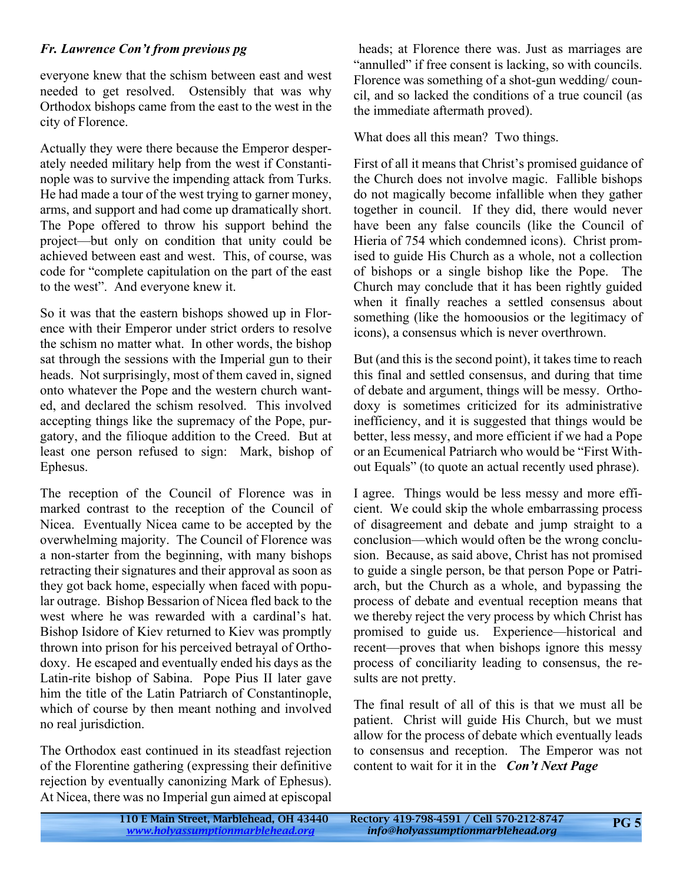***Fr. Lawrence Con't from previous pg***

everyone knew that the schism between east and west needed to get resolved. Ostensibly that was why Orthodox bishops came from the east to the west in the city of Florence.

Actually they were there because the Emperor desperately needed military help from the west if Constantinople was to survive the impending attack from Turks. He had made a tour of the west trying to garner money, arms, and support and had come up dramatically short. The Pope offered to throw his support behind the project—but only on condition that unity could be achieved between east and west. This, of course, was code for "complete capitulation on the part of the east to the west". And everyone knew it.

So it was that the eastern bishops showed up in Florence with their Emperor under strict orders to resolve the schism no matter what. In other words, the bishop sat through the sessions with the Imperial gun to their heads. Not surprisingly, most of them caved in, signed onto whatever the Pope and the western church wanted, and declared the schism resolved. This involved accepting things like the supremacy of the Pope, purgatory, and the filioque addition to the Creed. But at least one person refused to sign: Mark, bishop of Ephesus.

The reception of the Council of Florence was in marked contrast to the reception of the Council of Nicea. Eventually Nicea came to be accepted by the overwhelming majority. The Council of Florence was a non-starter from the beginning, with many bishops retracting their signatures and their approval as soon as they got back home, especially when faced with popular outrage. Bishop Bessarion of Nicea fled back to the west where he was rewarded with a cardinal's hat. Bishop Isidore of Kiev returned to Kiev was promptly thrown into prison for his perceived betrayal of Orthodoxy. He escaped and eventually ended his days as the Latin-rite bishop of Sabina. Pope Pius II later gave him the title of the Latin Patriarch of Constantinople, which of course by then meant nothing and involved no real jurisdiction.

The Orthodox east continued in its steadfast rejection of the Florentine gathering (expressing their definitive rejection by eventually canonizing Mark of Ephesus). At Nicea, there was no Imperial gun aimed at episcopal heads; at Florence there was. Just as marriages are "annulled" if free consent is lacking, so with councils. Florence was something of a shot-gun wedding/ council, and so lacked the conditions of a true council (as the immediate aftermath proved).

What does all this mean? Two things.

First of all it means that Christ's promised guidance of the Church does not involve magic. Fallible bishops do not magically become infallible when they gather together in council. If they did, there would never have been any false councils (like the Council of Hieria of 754 which condemned icons). Christ promised to guide His Church as a whole, not a collection of bishops or a single bishop like the Pope. The Church may conclude that it has been rightly guided when it finally reaches a settled consensus about something (like the homoousios or the legitimacy of icons), a consensus which is never overthrown.

But (and this is the second point), it takes time to reach this final and settled consensus, and during that time of debate and argument, things will be messy. Orthodoxy is sometimes criticized for its administrative inefficiency, and it is suggested that things would be better, less messy, and more efficient if we had a Pope or an Ecumenical Patriarch who would be "First Without Equals" (to quote an actual recently used phrase).

I agree. Things would be less messy and more efficient. We could skip the whole embarrassing process of disagreement and debate and jump straight to a conclusion—which would often be the wrong conclusion. Because, as said above, Christ has not promised to guide a single person, be that person Pope or Patriarch, but the Church as a whole, and bypassing the process of debate and eventual reception means that we thereby reject the very process by which Christ has promised to guide us. Experience—historical and recent—proves that when bishops ignore this messy process of conciliarity leading to consensus, the results are not pretty.

The final result of all of this is that we must all be patient. Christ will guide His Church, but we must allow for the process of debate which eventually leads to consensus and reception. The Emperor was not content to wait for it in the ***Con't Next Page***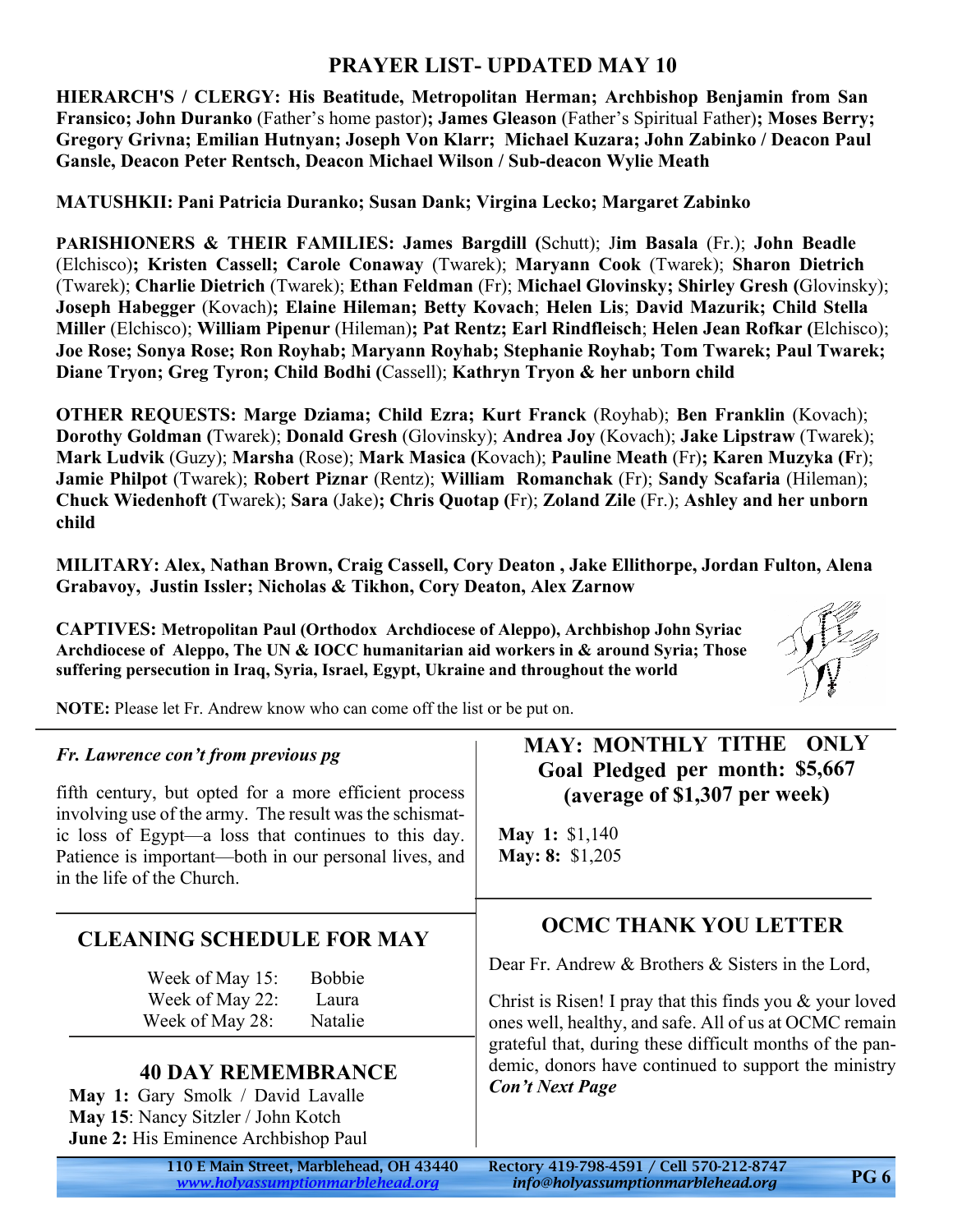# PRAYER LIST- UPDATED MAY 10

**HIERARCH'S / CLERGY: His Beatitude, Metropolitan Herman; Archbishop Benjamin from San Fransico; John Duranko** (Father's home pastor)**; James Gleason** (Father's Spiritual Father)**; Moses Berry; Gregory Grivna; Emilian Hutnyan; Joseph Von Klarr; Michael Kuzara; John Zabinko / Deacon Paul Gansle, Deacon Peter Rentsch, Deacon Michael Wilson / Sub-deacon Wylie Meath**

**MATUSHKII: Pani Patricia Duranko; Susan Dank; Virgina Lecko; Margaret Zabinko**

**PARISHIONERS & THEIR FAMILIES: James Bargdill (**Schutt); **Jim Basala** (Fr.); **John Beadle** (Elchisco)**; Kristen Cassell; Carole Conaway** (Twarek); **Maryann Cook** (Twarek); **Sharon Dietrich** (Twarek); **Charlie Dietrich** (Twarek); **Ethan Feldman** (Fr); **Michael Glovinsky; Shirley Gresh (**Glovinsky); **Joseph Habegger** (Kovach)**; Elaine Hileman; Betty Kovach**; **Helen Lis**; **David Mazurik; Child Stella Miller** (Elchisco); **William Pipenur** (Hileman)**; Pat Rentz; Earl Rindfleisch**; **Helen Jean Rofkar (**Elchisco); **Joe Rose; Sonya Rose; Ron Royhab; Maryann Royhab; Stephanie Royhab; Tom Twarek; Paul Twarek; Diane Tryon; Greg Tyron; Child Bodhi (**Cassell); **Kathryn Tryon & her unborn child**

**OTHER REQUESTS: Marge Dziama; Child Ezra; Kurt Franck** (Royhab); **Ben Franklin** (Kovach); **Dorothy Goldman (**Twarek); **Donald Gresh** (Glovinsky); **Andrea Joy** (Kovach); **Jake Lipstraw** (Twarek); **Mark Ludvik** (Guzy); **Marsha** (Rose); **Mark Masica (**Kovach); **Pauline Meath** (Fr)**; Karen Muzyka (F**r); **Jamie Philpot** (Twarek); **Robert Piznar** (Rentz); **William Romanchak** (Fr); **Sandy Scafaria** (Hileman); **Chuck Wiedenhoft (**Twarek); **Sara** (Jake)**; Chris Quotap (**Fr); **Zoland Zile** (Fr.); **Ashley and her unborn child**

**MILITARY: Alex, Nathan Brown, Craig Cassell, Cory Deaton , Jake Ellithorpe, Jordan Fulton, Alena Grabavoy, Justin Issler; Nicholas & Tikhon, Cory Deaton, Alex Zarnow**

**CAPTIVES: Metropolitan Paul (Orthodox Archdiocese of Aleppo), Archbishop John Syriac Archdiocese of Aleppo, The UN & IOCC humanitarian aid workers in & around Syria; Those suffering persecution in Iraq, Syria, Israel, Egypt, Ukraine and throughout the world**

**NOTE:** Please let Fr. Andrew know who can come off the list or be put on.

*Fr. Lawrence con't from previous pg*

fifth century, but opted for a more efficient process involving use of the army. The result was the schismatic loss of Egypt—a loss that continues to this day. Patience is important—both in our personal lives, and in the life of the Church.

## CLEANING SCHEDULE FOR MAY

| | |
|---|---|
| Week of May 15: | Bobbie |
| Week of May 22: | Laura |
| Week of May 28: | Natalie |

## 40 DAY REMEMBRANCE

**May 1:** Gary Smolk / David Lavalle
**May 15**: Nancy Sitzler / John Kotch
**June 2:** His Eminence Archbishop Paul

## MAY: MONTHLY TITHE ONLY
## Goal Pledged per month: $5,667 (average of $1,307 per week)

**May 1:** $1,140
**May: 8:** $1,205

## OCMC THANK YOU LETTER

Dear Fr. Andrew & Brothers & Sisters in the Lord,

Christ is Risen! I pray that this finds you & your loved ones well, healthy, and safe. All of us at OCMC remain grateful that, during these difficult months of the pandemic, donors have continued to support the ministry

***Con't Next Page***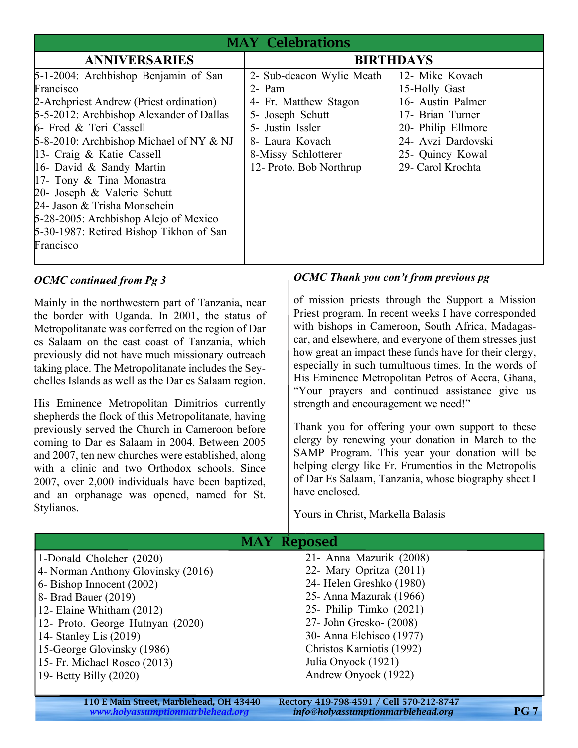## MAY Celebrations

| ANNIVERSARIES | BIRTHDAYS | |
|---|---|---|
| 5-1-2004: Archbishop Benjamin of San Francisco | 2- Sub-deacon Wylie Meath | 12- Mike Kovach |
| 2-Archpriest Andrew (Priest ordination) | 2- Pam | 15-Holly Gast |
| 5-5-2012: Archbishop Alexander of Dallas | 4- Fr. Matthew Stagon | 16- Austin Palmer |
| 6- Fred & Teri Cassell | 5- Joseph Schutt | 17- Brian Turner |
| 5-8-2010: Archbishop Michael of NY & NJ | 5- Justin Issler | 20- Philip Ellmore |
| 13- Craig & Katie Cassell | 8- Laura Kovach | 24- Avzi Dardovski |
| 16- David & Sandy Martin | 8-Missy Schlotterer | 25- Quincy Kowal |
| 17- Tony & Tina Monastra | 12- Proto. Bob Northrup | 29- Carol Krochta |
| 20- Joseph & Valerie Schutt | | |
| 24- Jason & Trisha Monschein | | |
| 5-28-2005: Archbishop Alejo of Mexico | | |
| 5-30-1987: Retired Bishop Tikhon of San Francisco | | |

*OCMC continued from Pg 3*

Mainly in the northwestern part of Tanzania, near the border with Uganda. In 2001, the status of Metropolitanate was conferred on the region of Dar es Salaam on the east coast of Tanzania, which previously did not have much missionary outreach taking place. The Metropolitanate includes the Seychelles Islands as well as the Dar es Salaam region.

His Eminence Metropolitan Dimitrios currently shepherds the flock of this Metropolitanate, having previously served the Church in Cameroon before coming to Dar es Salaam in 2004. Between 2005 and 2007, ten new churches were established, along with a clinic and two Orthodox schools. Since 2007, over 2,000 individuals have been baptized, and an orphanage was opened, named for St. Stylianos.

*OCMC Thank you con't from previous pg*

of mission priests through the Support a Mission Priest program. In recent weeks I have corresponded with bishops in Cameroon, South Africa, Madagascar, and elsewhere, and everyone of them stresses just how great an impact these funds have for their clergy, especially in such tumultuous times. In the words of His Eminence Metropolitan Petros of Accra, Ghana, "Your prayers and continued assistance give us strength and encouragement we need!"

Thank you for offering your own support to these clergy by renewing your donation in March to the SAMP Program. This year your donation will be helping clergy like Fr. Frumentios in the Metropolis of Dar Es Salaam, Tanzania, whose biography sheet I have enclosed.

Yours in Christ, Markella Balasis

## MAY Reposed

| | |
|---|---|
| 1-Donald Cholcher (2020) | 21- Anna Mazurik (2008) |
| 4- Norman Anthony Glovinsky (2016) | 22- Mary Opritza (2011) |
| 6- Bishop Innocent (2002) | 24- Helen Greshko (1980) |
| 8- Brad Bauer (2019) | 25- Anna Mazurak (1966) |
| 12- Elaine Whitham (2012) | 25- Philip Timko (2021) |
| 12- Proto. George Hutnyan (2020) | 27- John Gresko- (2008) |
| 14- Stanley Lis (2019) | 30- Anna Elchisco (1977) |
| 15-George Glovinsky (1986) | Christos Karniotis (1992) |
| 15- Fr. Michael Rosco (2013) | Julia Onyock (1921) |
| 19- Betty Billy (2020) | Andrew Onyock (1922) |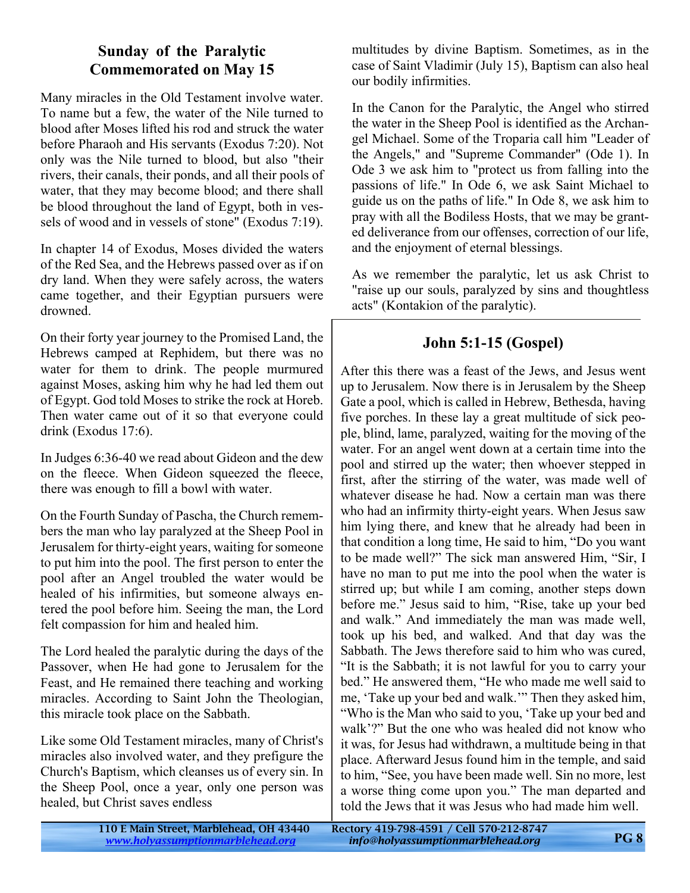## Sunday of the Paralytic Commemorated on May 15

Many miracles in the Old Testament involve water. To name but a few, the water of the Nile turned to blood after Moses lifted his rod and struck the water before Pharaoh and His servants (Exodus 7:20). Not only was the Nile turned to blood, but also "their rivers, their canals, their ponds, and all their pools of water, that they may become blood; and there shall be blood throughout the land of Egypt, both in vessels of wood and in vessels of stone" (Exodus 7:19).

In chapter 14 of Exodus, Moses divided the waters of the Red Sea, and the Hebrews passed over as if on dry land. When they were safely across, the waters came together, and their Egyptian pursuers were drowned.

On their forty year journey to the Promised Land, the Hebrews camped at Rephidem, but there was no water for them to drink. The people murmured against Moses, asking him why he had led them out of Egypt. God told Moses to strike the rock at Horeb. Then water came out of it so that everyone could drink (Exodus 17:6).

In Judges 6:36-40 we read about Gideon and the dew on the fleece. When Gideon squeezed the fleece, there was enough to fill a bowl with water.

On the Fourth Sunday of Pascha, the Church remembers the man who lay paralyzed at the Sheep Pool in Jerusalem for thirty-eight years, waiting for someone to put him into the pool. The first person to enter the pool after an Angel troubled the water would be healed of his infirmities, but someone always entered the pool before him. Seeing the man, the Lord felt compassion for him and healed him.

The Lord healed the paralytic during the days of the Passover, when He had gone to Jerusalem for the Feast, and He remained there teaching and working miracles. According to Saint John the Theologian, this miracle took place on the Sabbath.

Like some Old Testament miracles, many of Christ's miracles also involved water, and they prefigure the Church's Baptism, which cleanses us of every sin. In the Sheep Pool, once a year, only one person was healed, but Christ saves endless multitudes by divine Baptism. Sometimes, as in the case of Saint Vladimir (July 15), Baptism can also heal our bodily infirmities.

In the Canon for the Paralytic, the Angel who stirred the water in the Sheep Pool is identified as the Archangel Michael. Some of the Troparia call him "Leader of the Angels," and "Supreme Commander" (Ode 1). In Ode 3 we ask him to "protect us from falling into the passions of life." In Ode 6, we ask Saint Michael to guide us on the paths of life." In Ode 8, we ask him to pray with all the Bodiless Hosts, that we may be granted deliverance from our offenses, correction of our life, and the enjoyment of eternal blessings.

As we remember the paralytic, let us ask Christ to "raise up our souls, paralyzed by sins and thoughtless acts" (Kontakion of the paralytic).

## John 5:1-15 (Gospel)

After this there was a feast of the Jews, and Jesus went up to Jerusalem. Now there is in Jerusalem by the Sheep Gate a pool, which is called in Hebrew, Bethesda, having five porches. In these lay a great multitude of sick people, blind, lame, paralyzed, waiting for the moving of the water. For an angel went down at a certain time into the pool and stirred up the water; then whoever stepped in first, after the stirring of the water, was made well of whatever disease he had. Now a certain man was there who had an infirmity thirty-eight years. When Jesus saw him lying there, and knew that he already had been in that condition a long time, He said to him, "Do you want to be made well?" The sick man answered Him, "Sir, I have no man to put me into the pool when the water is stirred up; but while I am coming, another steps down before me." Jesus said to him, "Rise, take up your bed and walk." And immediately the man was made well, took up his bed, and walked. And that day was the Sabbath. The Jews therefore said to him who was cured, "It is the Sabbath; it is not lawful for you to carry your bed." He answered them, "He who made me well said to me, 'Take up your bed and walk.'" Then they asked him, "Who is the Man who said to you, 'Take up your bed and walk'?" But the one who was healed did not know who it was, for Jesus had withdrawn, a multitude being in that place. Afterward Jesus found him in the temple, and said to him, "See, you have been made well. Sin no more, lest a worse thing come upon you." The man departed and told the Jews that it was Jesus who had made him well.